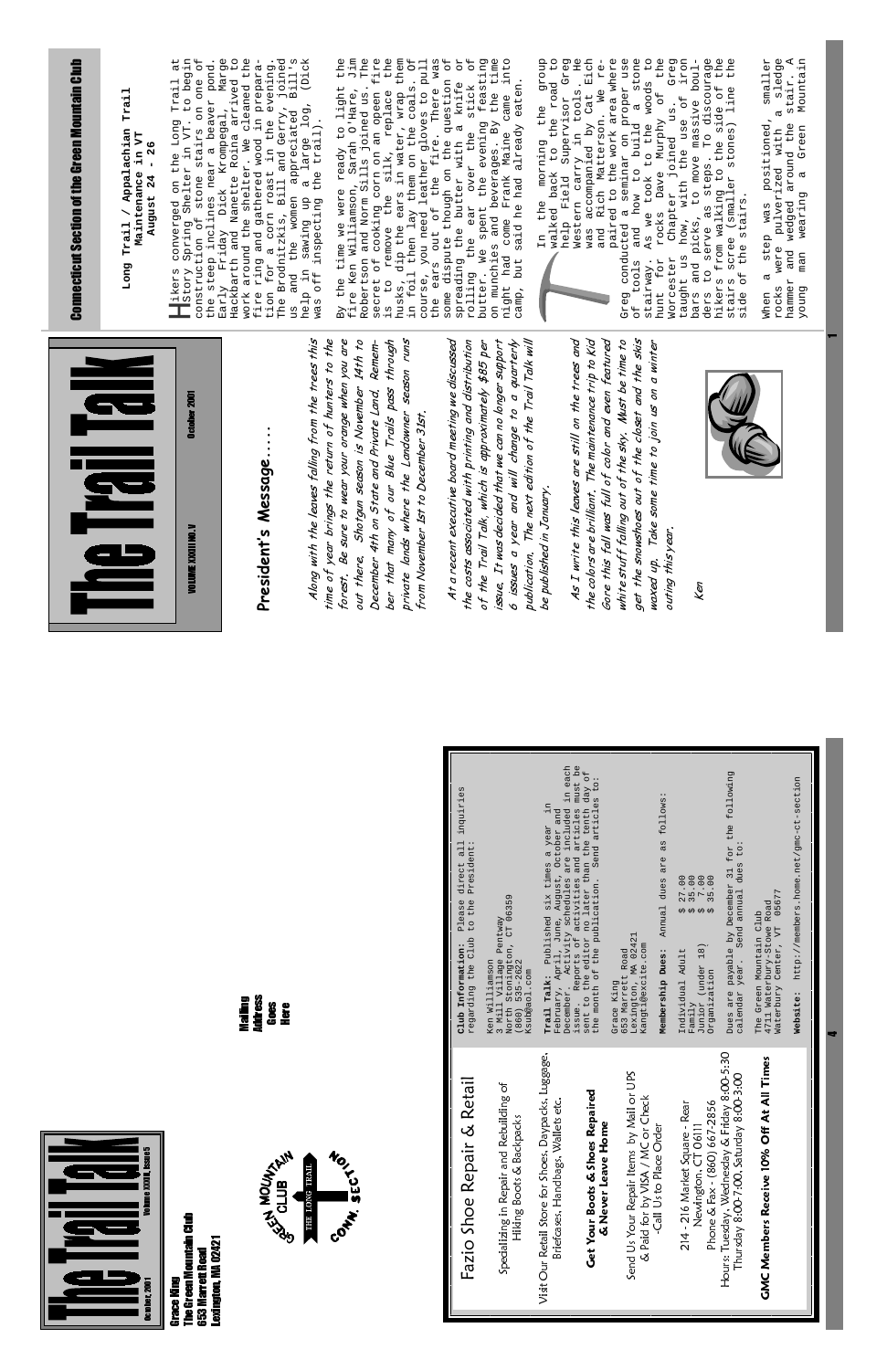# The Trail Talk

October 2001 — Volume XXXIII, Issue 5

Grace King
The Green Mountain Club
653 Marrett Road
Lexington, MA 02421

Mailing Address Goes Here

GREEN MOUNTAIN CLUB — THE LONG TRAIL — CONN. SECTION

## Fazio Shoe Repair & Retail

Specializing in Repair and Rebuilding of Hiking Boots & Backpacks

Visit Our Retail Store for Shoes, Daypacks, Luggage, Briefcases, Handbags, Wallets etc.

**Get Your Boots & Shoes Repaired & Never Leave Home**

Send Us Your Repair Items by Mail or UPS & Paid for by VISA / MC or Check -Call Us to Place Order

214 - 216 Market Square - Rear
Newington, CT 06111
Phone & Fax - (860) 667-2856
Hours: Tuesday, Wednesday & Friday 8:00-5:30 Thursday 8:00-7:00, Saturday 8:00-3:00

**GMC Members Receive 10% Off At All Times**

**Club Information:** Please direct all inquiries regarding the Club to the President:

Ken Williamson
3 Mill Village Pentway
North Stonington, CT 06359
(860) 535-2622
ksub@aol.com

**Trail Talk:** Published six times a year in February, April, June, August, October and December. Activity schedules are included in each issue. Reports of activities and articles must be sent to the editor no later than the tenth day of the month of the publication. Send articles to:

Grace King
653 Marrett Road
Lexington, MA 02421
Kangti@excite.com

**Membership Dues:** Annual dues are as follows:

| | |
|---|---|
| Individual Adult | $ 27.00 |
| Family | $ 35.00 |
| Junior (under 18) | $ 7.00 |
| Organization | $ 35.00 |

Dues are payable by December 31 for the following calendar year. Send annual dues to:

The Green Mountain Club
4711 Waterbury-Stowe Road
Waterbury Center, VT 05677

**Website:** http://members.home.net/gmc-ct-section

---

# The Trail Talk

VOLUME XXXIII NO. V — October 2001

## President's Message.....

*Along with the leaves falling from the trees this time of year brings the return of hunters to the forest. Be sure to wear your orange when you are out there. Shotgun season is November 14th to December 4th on State and Private Land. Remember that many of our Blue Trails pass through private lands where the Landowner season runs from November 1st to December 31st.*

*At a recent executive board meeting we discussed the costs associated with printing and distribution of the Trail Talk, which is approximately $85 per issue. It was decided that we can no longer support 6 issues a year and will change to a quarterly publication. The next edition of the Trail Talk will be published in January.*

*As I write this leaves are still on the trees and the colors are brilliant. The maintenance trip to Kid Gore this fall was full of color and even featured white stuff falling out of the sky. Must be time to get the snowshoes out of the closet and the skis waxed up. Take some time to join us on a winter outing this year.*

*Ken*

## Connecticut Section of the Green Mountain Club

### Long Trail / Appalachian Trail Maintenance in VT
### August 24 - 26

Hikers converged on the Long Trail at Story Spring Shelter in VT. to begin construction of stone stairs on one of the steep inclines near a beaver pond. Early Friday Dick Krompegal, Marge Hackbarth and Nanette Roina arrived to work around the shelter. We cleaned the fire ring and gathered wood in preparation for a corn roast in the evening. The Brodnitzkis, Bill and Gerry, joined us and the women appreciated Bill's help in sawing up a large log, (Dick was off inspecting the trail).

By the time we were ready to light the fire Ken Williamson, Sarah O'Hare, Jim Robertson and Norm Sills joined us. The secret of cooking corn on an open fire is to remove the silk, replace the husks, dip the ears in water, wrap them in foil then lay them on the coals. Of course, you need leather gloves to pull the ears out of the fire. There was some dispute though on the question of spreading the butter with a knife or rolling the ear over the stick of butter. We spent the evening feasting on munchies and beverages. By the time night had come Frank Maine came into camp, but said he had already eaten.

In the morning the group walked back to the road to help Field Supervisor Greg Western carry in tools. He was accompanied by Cat Eich and Rich Matterson. We re-paired to the work area where Greg conducted a seminar on proper use of tools and how to build a stone stairway. As we took to the woods to hunt for rocks Dave Murphy of the Worcester Chapter joined us. Greg taught us how, with the use of iron bars and picks, to move massive boulders to serve as steps. To discourage hikers from walking to the side of the stairs scree (smaller stones) line the side of the stairs.

When a step was positioned, smaller rocks were pulverized with a sledge hammer and wedged around the stair. A young man wearing a Green Mountain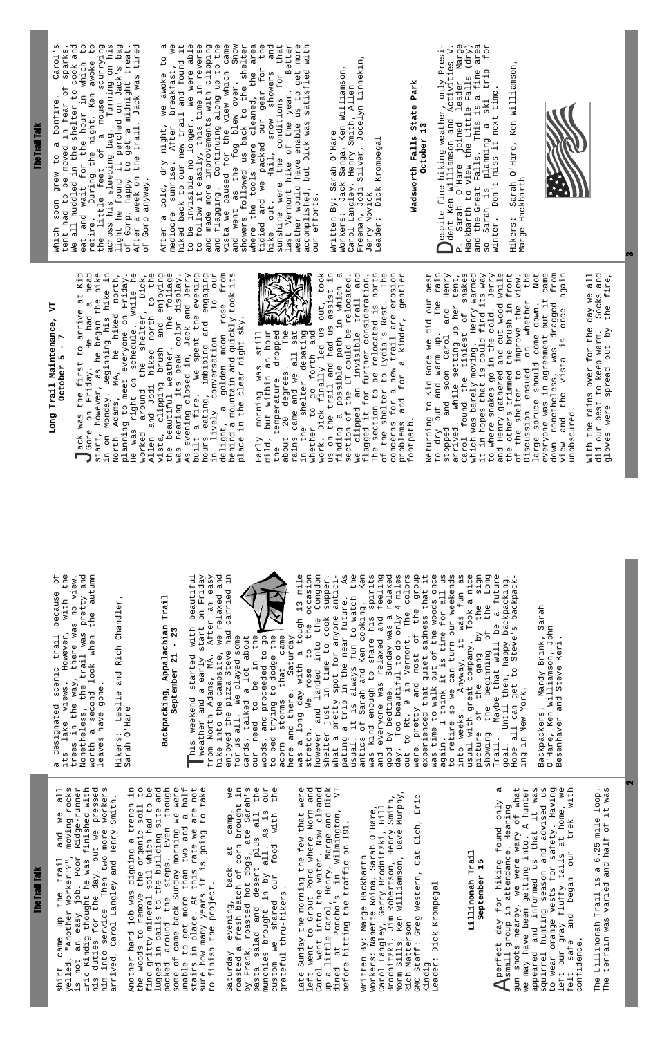shirt came up the trail and we all yelled, "Another Worker!?", moving rocks is not an easy job. Rich Matterson Eric Kindig thought he was finished with his duties for the day, but we pressed him into service. Then two more workers arrived, Carol Langley and Henry Smith.

Another hard job was digging a trench in the woods to remove the organic soil to find gritty mineral soil which had to be lugged in pails to the building site and packed around the steps. Even though some of came back Sunday morning we were unable to get more than two and a half stairs in place. At this rate we are not sure how many years it is going to take to finish the project.

Saturday evening, back at camp, we roasted a fresh batch of corn brought in by Frank, roasted hot dogs, ate Sarah's pasta salad and desert plus all the munchies brought in by all. As is our custom we shared our food with the grateful thru-hikers.

Late Sunday the morning the few that were left went to Trout Pond where Norm and Carol went into the water. Now cleaned up a little Carol, Henry, Marge and Dick dined at Poncho's in Wilmington, VT before hitting the traffic on I91.

Written By: Marge Hackbarth
Workers: Nanette Roina, Sarah O'Hare, Carol Langley, Gerry Brodnitzki, Bill Brodnitzki, Jim Robertson, Henry Smith, Norm Sills, Ken Williamson, Dave Murphy, Rich Matterson
GMC Staff: Greg Western, Cat Eich, Eric Kindig
Leader: Dick Krompegal

## Lillinonah Trail
### September 15

A perfect day for hiking found only a small group in attendance. Hearing gun shots nearby, we were wary of what we may have been getting into. A hunter appeared and informed us that it was squirrel hunting season and advised us to wear orange vests for safety. Having left our gray fluffy tails at home, we felt safe and began our trek with confidence.

The Lillinonah Trail is a 6.25 mile loop. The terrain was varied and half of it was a designated scenic trail because of its lake views. However, with the trees in the way, there was no view. Nonetheless, the trail was pretty and worth a second look when the autumn leaves have gone.

Hikers: Leslie and Rich Chandler, Sarah O'Hare

## Backpacking, Appalachian Trail
### September 21 - 23

This weekend started with beautiful weather and a early start on Friday from North Adams, MA. After an easy hike into the campsite, we relaxed and enjoyed the pizza Steve had carried in for us all. We played some cards, talked a lot about our need to be in the woods, and proceeded to go to bed trying to dodge the acorn storms that came here and there. Saturday was a long day with a tough 13 mile stretch. We rose to the occasion however and landed into the Congdon shelter just in time to cook supper. What a pretty spot for anyone anticipating a trip in the near future. As usual, it is always fun to watch the antics of Sarah and Ken cooking. Ken was kind enough to share his spirits and everyone was relaxed and feeling good by bedtime. Sunday was a relaxed day. Too beautiful to do only 4 miles out to Rt. 9 in Vermont. The colors were pretty and most of the group experienced that quiet sadness that it was time to walk out of the woods once again. I think it is time for all us to retire so we can turn our weekends into weeks. Anyway, it was fun as usual with great company. Took a nice picture of the gang by the sign showing the beginning of the Long Trail. Maybe that will be a future goal. Until then, happy backpacking. Hope all can get to Steve's backpacking in New York.

Backpackers: Mandy Brink, Sarah O'Hare, Ken Williamson, John Besenhaver and Steve Keri.

## Long Trail Maintenance, VT
### October 5 - 7

Jack was the first to arrive at Kid Gore on Friday. He had a head start, however, as he began the hike in on Monday. Beginning his hike in North Adams, MA, he hiked north, planning to meet everyone on Friday. He was right on schedule. While he worked around the shelter, Dick, Allen and Jodi hiked north to the vista, clipping brush and enjoying the beautiful weather. The foliage was nearing its peak color display. As evening closed in, Jack and Jerry built a fire. We spent the evening hours eating, imbibing and engaging in lively conversation. To our delight, a golden moon rose from behind a mountain and quickly took its place in the clear night sky.

Early morning was still mild, but within an hour the temperature dropped about 20 degrees. The rains came and we all sat in the shelter debating whether to go forth and work. Dick finally led us out, took us on the trail and had us assist in finding a possible path in which a section of the LT could be relocated. We clipped an invisible trail and flagged it for further consideration. The section to be relocated is north of the shelter to Lydia's Rest. The concerns for a new trail are erosion problems and for a kinder, gentler footpath.

Returning to Kid Gore we did our best to dry out and warm up. The rain stopped and soon Carol and Henry arrived. While setting up her tent, Carol found the tiniest of snakes which was barely moving. Henry warmed it in hopes that is could find its way to where snakes go in the cold. Jerry and Henry gathered and cut wood while the others trimmed the brush in front of the shelter to improve the view. Discussion ensued on whether the large spruce should come down. Not everyone was in agreement but it came down nonetheless, was dragged from view and the vista is once again unobscured.

With the rains over for the day we all did our best to keep warm. Socks and gloves were spread out by the fire, which soon grew to a bonfire. Carol's tent had to be moved in fear of sparks. We all huddled in the shelter to cook and eat and wait for the hour in which to retire. During the night, Ken awoke to the little feet of a mouse scurrying across his sleeping bag. Turning on his light he found it perched on Jack's bag of Gorp, happy to get a midnight treat. After a week on the trail, Jack was tired of Gorp anyway.

After a cold, dry night, we awoke to a mediocre sunrise. After breakfast, we hiked back to our new trail and found it to be invisible no longer. We were able to follow it easily, this time in reverse and made more improvements with clipping and flagging. Continuing along up to the vista we paused for the view which came and went as the fog blew over. Snow showers followed us back to the shelter where the tools were cleaned, the area tidied and we packed our gear for the hike out. Hail, snow showers and sunshine were the conditions for that last Vermont hike of the year. Better weather would have enable us to get more accomplished, but Dick was satisfied with our efforts.

Written By: Sarah O'Hare
Workers: Jack Sanga, Ken Williamson, Carol Langley, Henry Smith, Allen Freeman, Jodi Silver, Jocelyn Linnekin, Jerry Novick
Leader: Dick Krompegal

## Wadsworth Falls State Park
### October 13

Despite fine hiking weather, only President Ken Williamson and Activities V. P. Sarah O'Hare joined leader Marge Hackbarth to view the Little Falls (dry) and the Great Falls. This is a fine area so Sarah is planning a ski trip for winter. Don't miss it next time.

Hikers: Sarah O'Hare, Ken Williamson, Marge Hackbarth